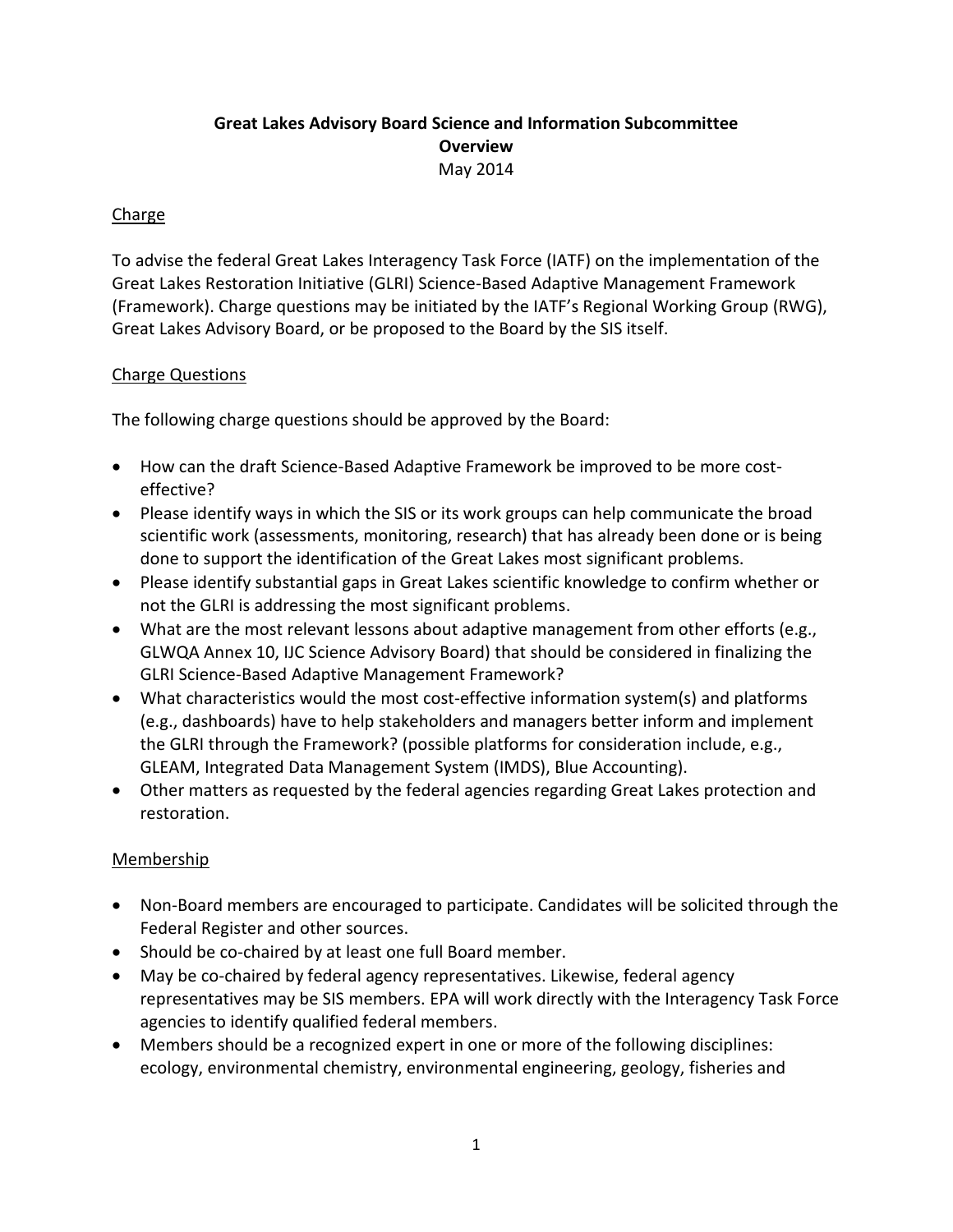**Great Lakes Advisory Board Science and Information Subcommittee**
**Overview**
May 2014

## Charge

To advise the federal Great Lakes Interagency Task Force (IATF) on the implementation of the Great Lakes Restoration Initiative (GLRI) Science-Based Adaptive Management Framework (Framework). Charge questions may be initiated by the IATF's Regional Working Group (RWG), Great Lakes Advisory Board, or be proposed to the Board by the SIS itself.

## Charge Questions

The following charge questions should be approved by the Board:

- How can the draft Science-Based Adaptive Framework be improved to be more cost-effective?
- Please identify ways in which the SIS or its work groups can help communicate the broad scientific work (assessments, monitoring, research) that has already been done or is being done to support the identification of the Great Lakes most significant problems.
- Please identify substantial gaps in Great Lakes scientific knowledge to confirm whether or not the GLRI is addressing the most significant problems.
- What are the most relevant lessons about adaptive management from other efforts (e.g., GLWQA Annex 10, IJC Science Advisory Board) that should be considered in finalizing the GLRI Science-Based Adaptive Management Framework?
- What characteristics would the most cost-effective information system(s) and platforms (e.g., dashboards) have to help stakeholders and managers better inform and implement the GLRI through the Framework? (possible platforms for consideration include, e.g., GLEAM, Integrated Data Management System (IMDS), Blue Accounting).
- Other matters as requested by the federal agencies regarding Great Lakes protection and restoration.

## Membership

- Non-Board members are encouraged to participate. Candidates will be solicited through the Federal Register and other sources.
- Should be co-chaired by at least one full Board member.
- May be co-chaired by federal agency representatives. Likewise, federal agency representatives may be SIS members. EPA will work directly with the Interagency Task Force agencies to identify qualified federal members.
- Members should be a recognized expert in one or more of the following disciplines: ecology, environmental chemistry, environmental engineering, geology, fisheries and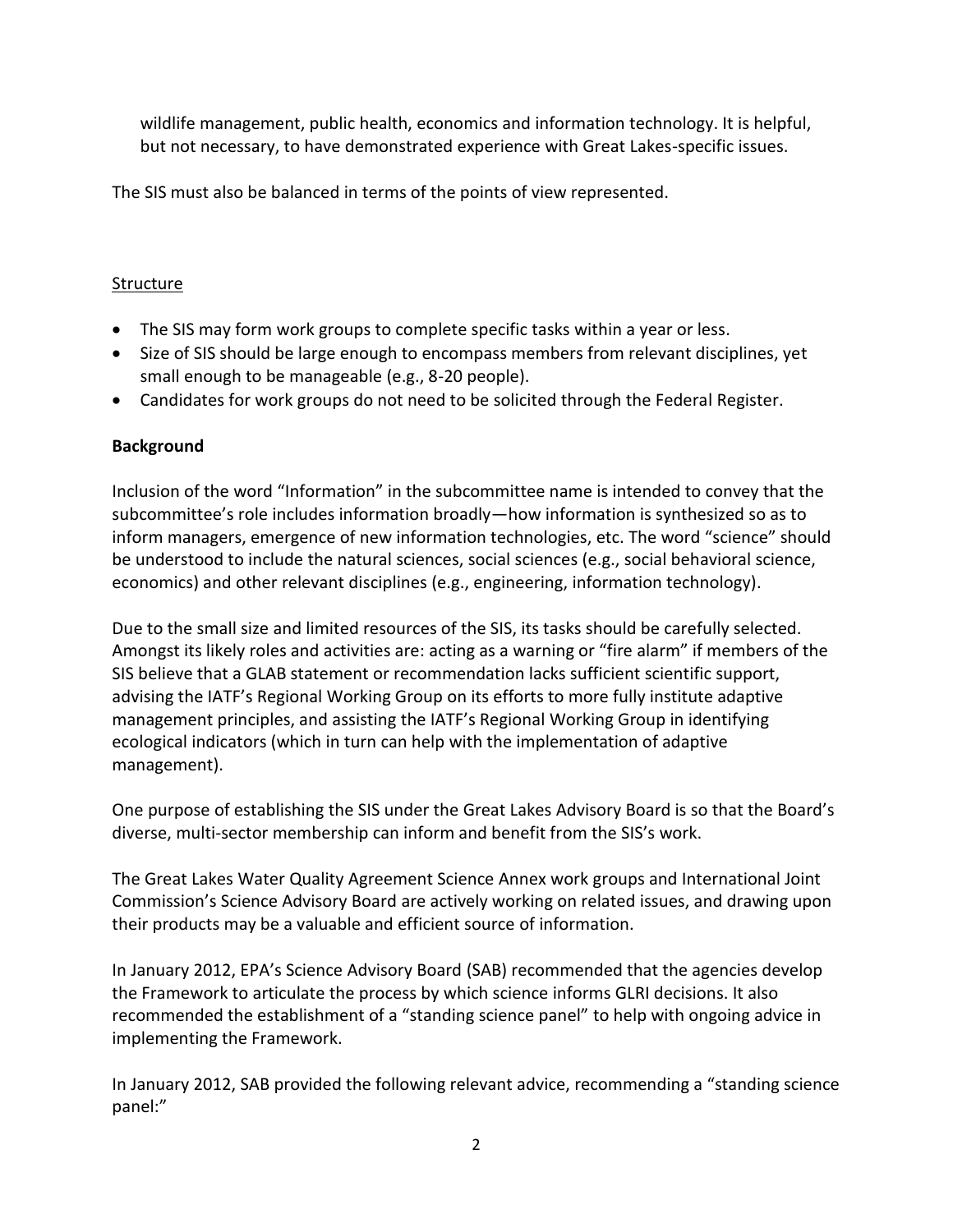wildlife management, public health, economics and information technology. It is helpful, but not necessary, to have demonstrated experience with Great Lakes-specific issues.

The SIS must also be balanced in terms of the points of view represented.

Structure

- The SIS may form work groups to complete specific tasks within a year or less.
- Size of SIS should be large enough to encompass members from relevant disciplines, yet small enough to be manageable (e.g., 8-20 people).
- Candidates for work groups do not need to be solicited through the Federal Register.

**Background**

Inclusion of the word "Information" in the subcommittee name is intended to convey that the subcommittee's role includes information broadly—how information is synthesized so as to inform managers, emergence of new information technologies, etc. The word "science" should be understood to include the natural sciences, social sciences (e.g., social behavioral science, economics) and other relevant disciplines (e.g., engineering, information technology).

Due to the small size and limited resources of the SIS, its tasks should be carefully selected. Amongst its likely roles and activities are: acting as a warning or "fire alarm" if members of the SIS believe that a GLAB statement or recommendation lacks sufficient scientific support, advising the IATF's Regional Working Group on its efforts to more fully institute adaptive management principles, and assisting the IATF's Regional Working Group in identifying ecological indicators (which in turn can help with the implementation of adaptive management).

One purpose of establishing the SIS under the Great Lakes Advisory Board is so that the Board's diverse, multi-sector membership can inform and benefit from the SIS's work.

The Great Lakes Water Quality Agreement Science Annex work groups and International Joint Commission's Science Advisory Board are actively working on related issues, and drawing upon their products may be a valuable and efficient source of information.

In January 2012, EPA's Science Advisory Board (SAB) recommended that the agencies develop the Framework to articulate the process by which science informs GLRI decisions. It also recommended the establishment of a "standing science panel" to help with ongoing advice in implementing the Framework.

In January 2012, SAB provided the following relevant advice, recommending a "standing science panel:"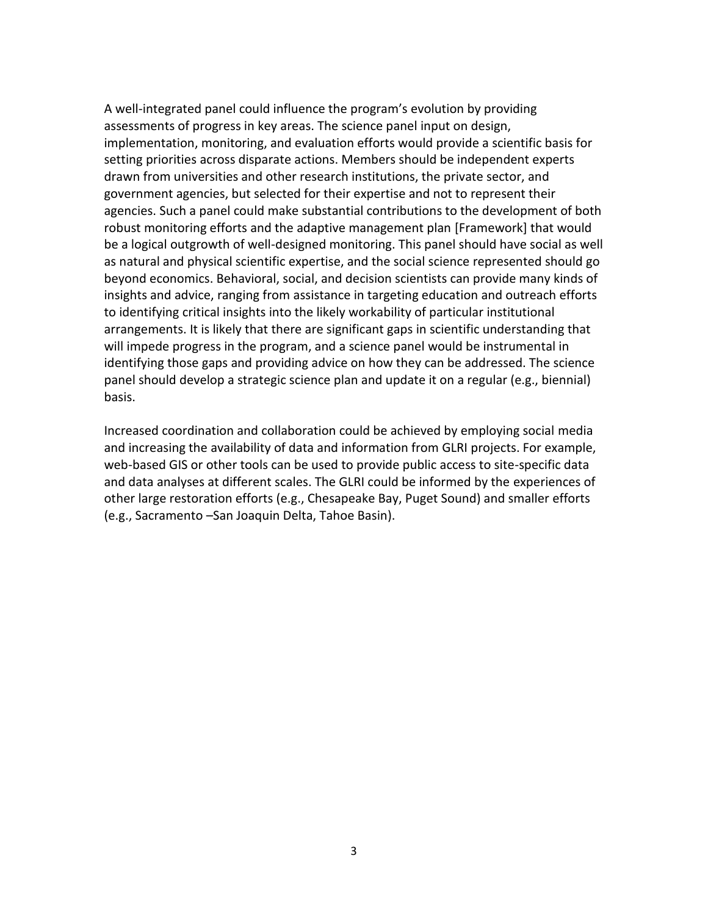A well-integrated panel could influence the program's evolution by providing assessments of progress in key areas. The science panel input on design, implementation, monitoring, and evaluation efforts would provide a scientific basis for setting priorities across disparate actions. Members should be independent experts drawn from universities and other research institutions, the private sector, and government agencies, but selected for their expertise and not to represent their agencies. Such a panel could make substantial contributions to the development of both robust monitoring efforts and the adaptive management plan [Framework] that would be a logical outgrowth of well-designed monitoring. This panel should have social as well as natural and physical scientific expertise, and the social science represented should go beyond economics. Behavioral, social, and decision scientists can provide many kinds of insights and advice, ranging from assistance in targeting education and outreach efforts to identifying critical insights into the likely workability of particular institutional arrangements. It is likely that there are significant gaps in scientific understanding that will impede progress in the program, and a science panel would be instrumental in identifying those gaps and providing advice on how they can be addressed. The science panel should develop a strategic science plan and update it on a regular (e.g., biennial) basis.

Increased coordination and collaboration could be achieved by employing social media and increasing the availability of data and information from GLRI projects. For example, web-based GIS or other tools can be used to provide public access to site-specific data and data analyses at different scales. The GLRI could be informed by the experiences of other large restoration efforts (e.g., Chesapeake Bay, Puget Sound) and smaller efforts (e.g., Sacramento –San Joaquin Delta, Tahoe Basin).